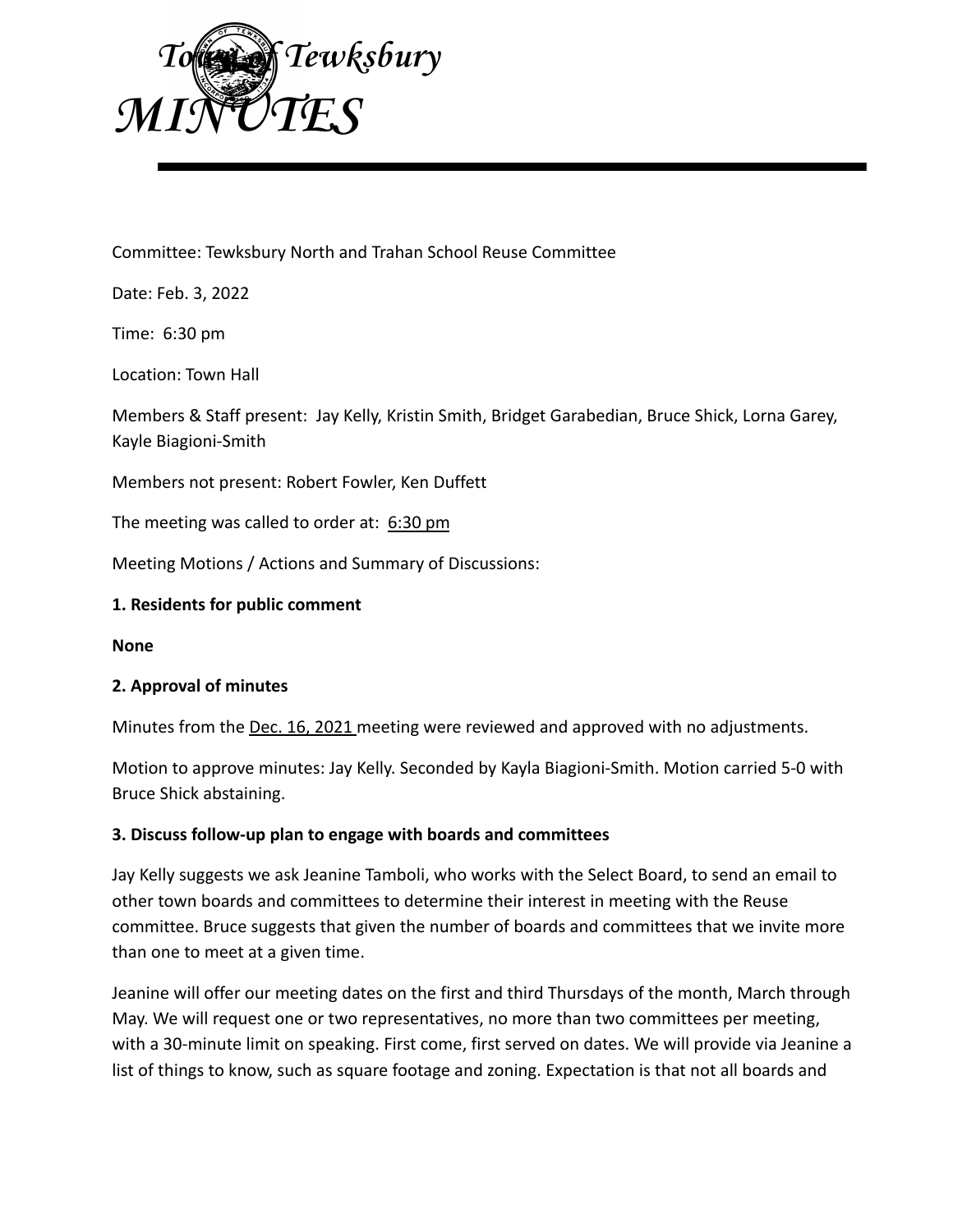# Town of Tewksbury
# MINUTES

Committee: Tewksbury North and Trahan School Reuse Committee

Date: Feb. 3, 2022

Time: 6:30 pm

Location: Town Hall

Members & Staff present: Jay Kelly, Kristin Smith, Bridget Garabedian, Bruce Shick, Lorna Garey, Kayle Biagioni-Smith

Members not present: Robert Fowler, Ken Duffett

The meeting was called to order at: 6:30 pm

Meeting Motions / Actions and Summary of Discussions:

**1. Residents for public comment**

**None**

**2. Approval of minutes**

Minutes from the Dec. 16, 2021 meeting were reviewed and approved with no adjustments.

Motion to approve minutes: Jay Kelly. Seconded by Kayla Biagioni-Smith. Motion carried 5-0 with Bruce Shick abstaining.

**3. Discuss follow-up plan to engage with boards and committees**

Jay Kelly suggests we ask Jeanine Tamboli, who works with the Select Board, to send an email to other town boards and committees to determine their interest in meeting with the Reuse committee. Bruce suggests that given the number of boards and committees that we invite more than one to meet at a given time.

Jeanine will offer our meeting dates on the first and third Thursdays of the month, March through May. We will request one or two representatives, no more than two committees per meeting, with a 30-minute limit on speaking. First come, first served on dates. We will provide via Jeanine a list of things to know, such as square footage and zoning. Expectation is that not all boards and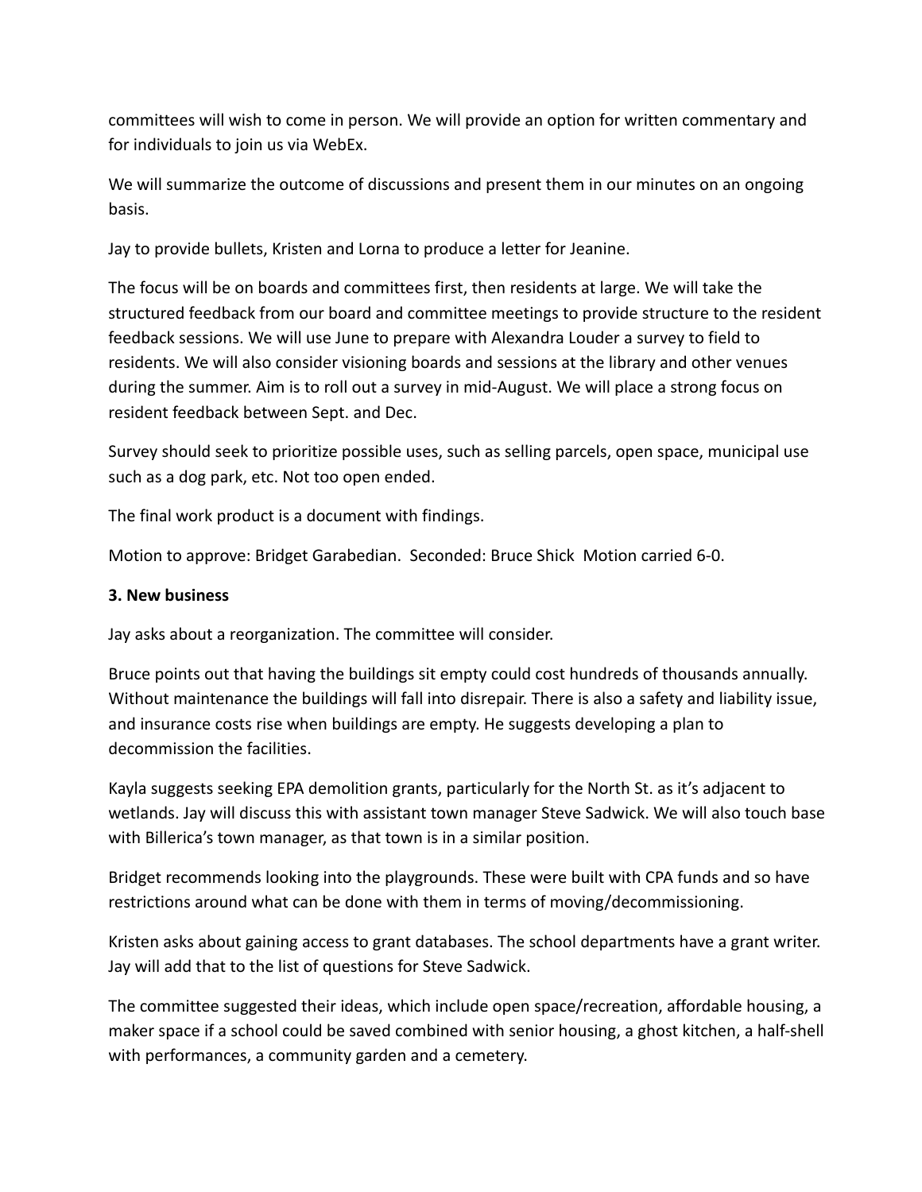committees will wish to come in person. We will provide an option for written commentary and for individuals to join us via WebEx.

We will summarize the outcome of discussions and present them in our minutes on an ongoing basis.

Jay to provide bullets, Kristen and Lorna to produce a letter for Jeanine.

The focus will be on boards and committees first, then residents at large. We will take the structured feedback from our board and committee meetings to provide structure to the resident feedback sessions. We will use June to prepare with Alexandra Louder a survey to field to residents. We will also consider visioning boards and sessions at the library and other venues during the summer. Aim is to roll out a survey in mid-August. We will place a strong focus on resident feedback between Sept. and Dec.

Survey should seek to prioritize possible uses, such as selling parcels, open space, municipal use such as a dog park, etc. Not too open ended.

The final work product is a document with findings.

Motion to approve: Bridget Garabedian. Seconded: Bruce Shick Motion carried 6-0.

**3. New business**

Jay asks about a reorganization. The committee will consider.

Bruce points out that having the buildings sit empty could cost hundreds of thousands annually. Without maintenance the buildings will fall into disrepair. There is also a safety and liability issue, and insurance costs rise when buildings are empty. He suggests developing a plan to decommission the facilities.

Kayla suggests seeking EPA demolition grants, particularly for the North St. as it's adjacent to wetlands. Jay will discuss this with assistant town manager Steve Sadwick. We will also touch base with Billerica's town manager, as that town is in a similar position.

Bridget recommends looking into the playgrounds. These were built with CPA funds and so have restrictions around what can be done with them in terms of moving/decommissioning.

Kristen asks about gaining access to grant databases. The school departments have a grant writer. Jay will add that to the list of questions for Steve Sadwick.

The committee suggested their ideas, which include open space/recreation, affordable housing, a maker space if a school could be saved combined with senior housing, a ghost kitchen, a half-shell with performances, a community garden and a cemetery.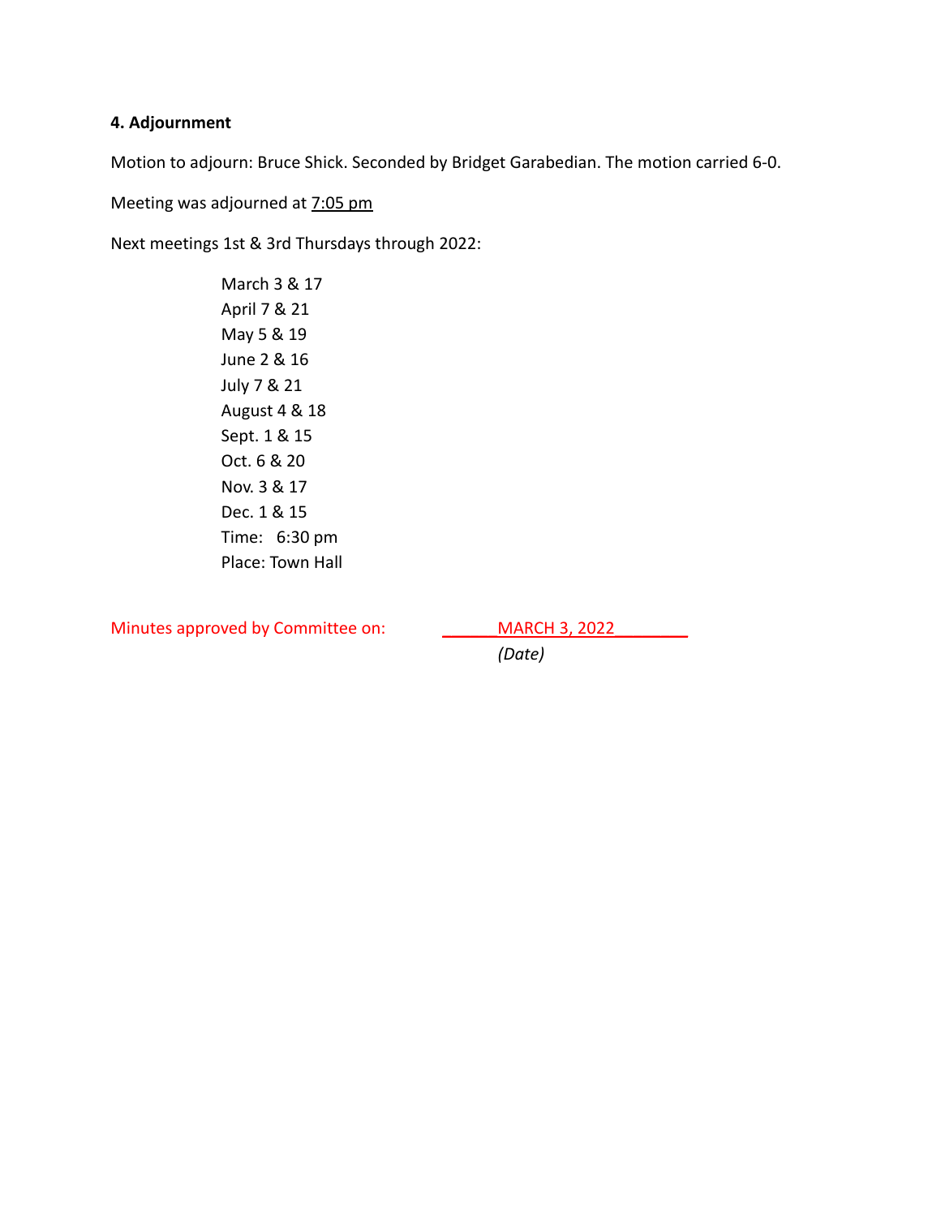**4. Adjournment**

Motion to adjourn: Bruce Shick. Seconded by Bridget Garabedian. The motion carried 6-0.

Meeting was adjourned at 7:05 pm

Next meetings 1st & 3rd Thursdays through 2022:

March 3 & 17
April 7 & 21
May 5 & 19
June 2 & 16
July 7 & 21
August 4 & 18
Sept. 1 & 15
Oct. 6 & 20
Nov. 3 & 17
Dec. 1 & 15
Time: 6:30 pm
Place: Town Hall

Minutes approved by Committee on: MARCH 3, 2022
*(Date)*